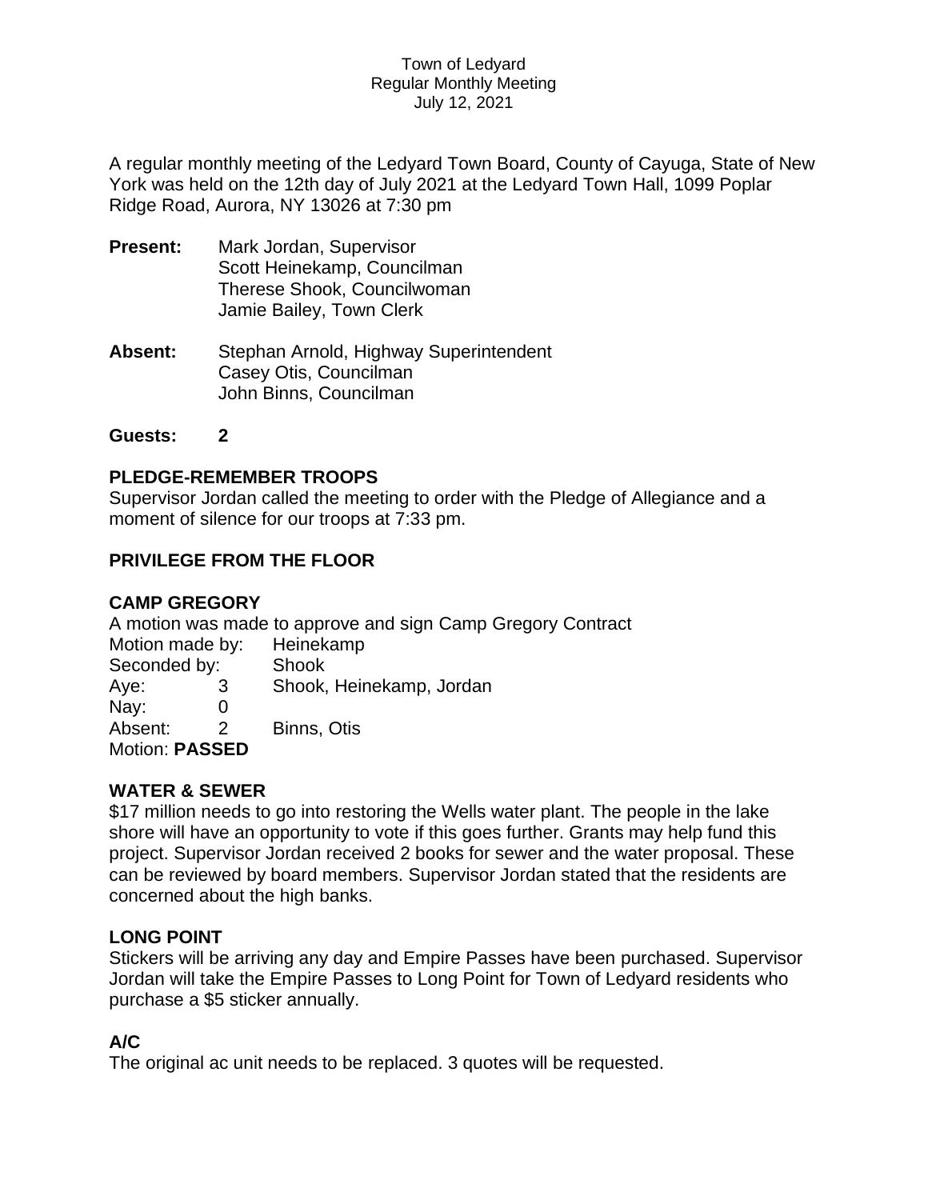Town of Ledyard
Regular Monthly Meeting
July 12, 2021

A regular monthly meeting of the Ledyard Town Board, County of Cayuga, State of New York was held on the 12th day of July 2021 at the Ledyard Town Hall, 1099 Poplar Ridge Road, Aurora, NY 13026 at 7:30 pm

**Present:** Mark Jordan, Supervisor
Scott Heinekamp, Councilman
Therese Shook, Councilwoman
Jamie Bailey, Town Clerk

**Absent:** Stephan Arnold, Highway Superintendent
Casey Otis, Councilman
John Binns, Councilman

**Guests: 2**

### PLEDGE-REMEMBER TROOPS

Supervisor Jordan called the meeting to order with the Pledge of Allegiance and a moment of silence for our troops at 7:33 pm.

### PRIVILEGE FROM THE FLOOR

### CAMP GREGORY

A motion was made to approve and sign Camp Gregory Contract
Motion made by: Heinekamp
Seconded by: Shook
Aye: 3 Shook, Heinekamp, Jordan
Nay: 0
Absent: 2 Binns, Otis
Motion: **PASSED**

### WATER & SEWER

$17 million needs to go into restoring the Wells water plant. The people in the lake shore will have an opportunity to vote if this goes further. Grants may help fund this project. Supervisor Jordan received 2 books for sewer and the water proposal. These can be reviewed by board members. Supervisor Jordan stated that the residents are concerned about the high banks.

### LONG POINT

Stickers will be arriving any day and Empire Passes have been purchased. Supervisor Jordan will take the Empire Passes to Long Point for Town of Ledyard residents who purchase a $5 sticker annually.

### A/C

The original ac unit needs to be replaced. 3 quotes will be requested.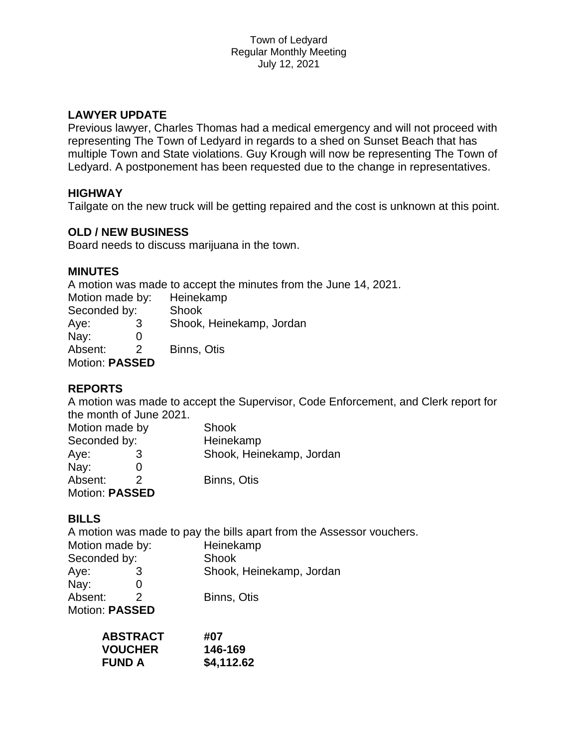Town of Ledyard
Regular Monthly Meeting
July 12, 2021

### LAWYER UPDATE

Previous lawyer, Charles Thomas had a medical emergency and will not proceed with representing The Town of Ledyard in regards to a shed on Sunset Beach that has multiple Town and State violations. Guy Krough will now be representing The Town of Ledyard. A postponement has been requested due to the change in representatives.

### HIGHWAY

Tailgate on the new truck will be getting repaired and the cost is unknown at this point.

### OLD / NEW BUSINESS

Board needs to discuss marijuana in the town.

### MINUTES

A motion was made to accept the minutes from the June 14, 2021.

| | | |
|---|---|---|
| Motion made by: | | Heinekamp |
| Seconded by: | | Shook |
| Aye: | 3 | Shook, Heinekamp, Jordan |
| Nay: | 0 | |
| Absent: | 2 | Binns, Otis |

Motion: **PASSED**

### REPORTS

A motion was made to accept the Supervisor, Code Enforcement, and Clerk report for the month of June 2021.

| | | |
|---|---|---|
| Motion made by | | Shook |
| Seconded by: | | Heinekamp |
| Aye: | 3 | Shook, Heinekamp, Jordan |
| Nay: | 0 | |
| Absent: | 2 | Binns, Otis |

Motion: **PASSED**

### BILLS

A motion was made to pay the bills apart from the Assessor vouchers.

| | | |
|---|---|---|
| Motion made by: | | Heinekamp |
| Seconded by: | | Shook |
| Aye: | 3 | Shook, Heinekamp, Jordan |
| Nay: | 0 | |
| Absent: | 2 | Binns, Otis |

Motion: **PASSED**

| | |
|---|---|
| **ABSTRACT** | **#07** |
| **VOUCHER** | **146-169** |
| **FUND A** | **$4,112.62** |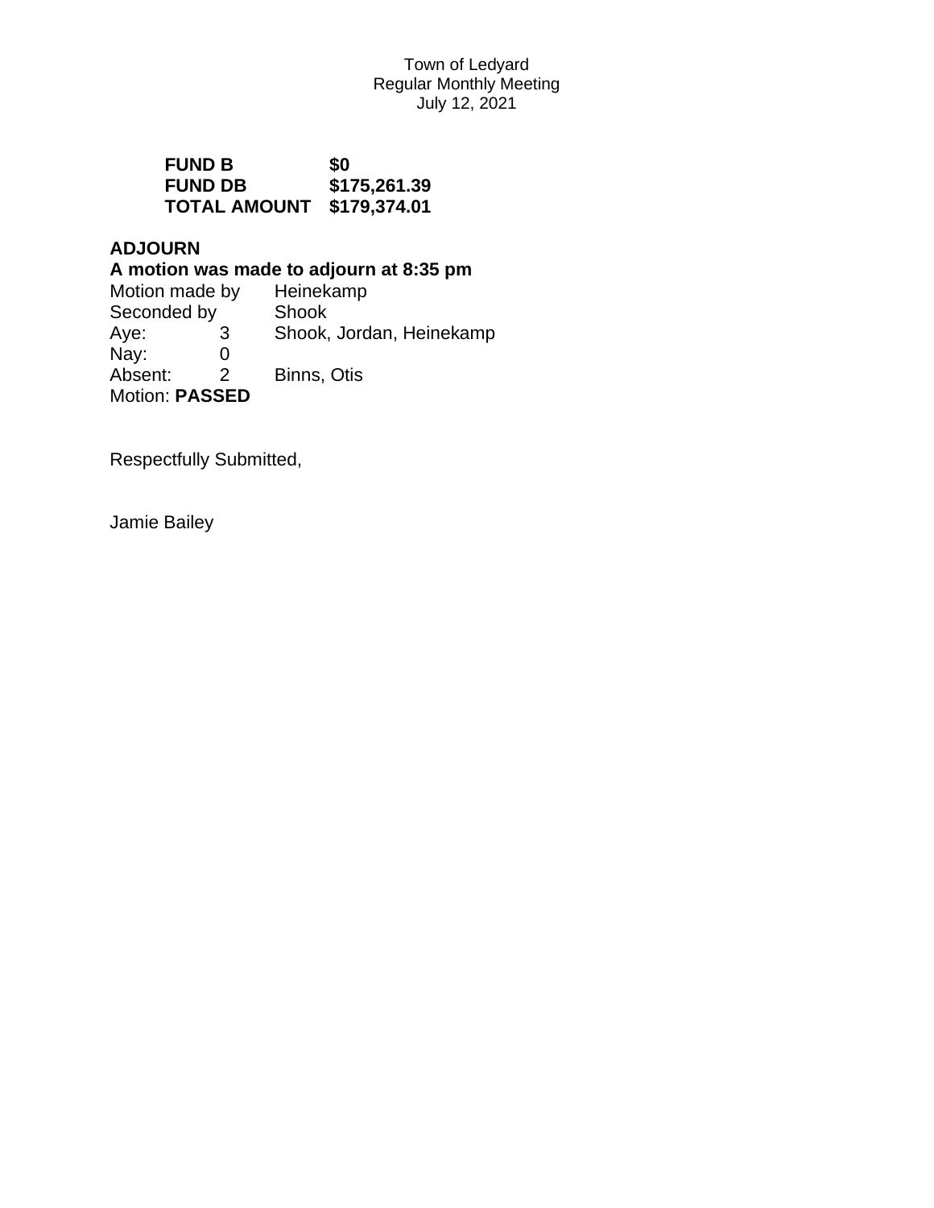| | |
|---|---|
| **FUND B** | **$0** |
| **FUND DB** | **$175,261.39** |
| **TOTAL AMOUNT** | **$179,374.01** |

**ADJOURN**

**A motion was made to adjourn at 8:35 pm**

| | | |
|---|---|---|
| Motion made by | | Heinekamp |
| Seconded by | | Shook |
| Aye: | 3 | Shook, Jordan, Heinekamp |
| Nay: | 0 | |
| Absent: | 2 | Binns, Otis |

Motion: **PASSED**

Respectfully Submitted,

Jamie Bailey